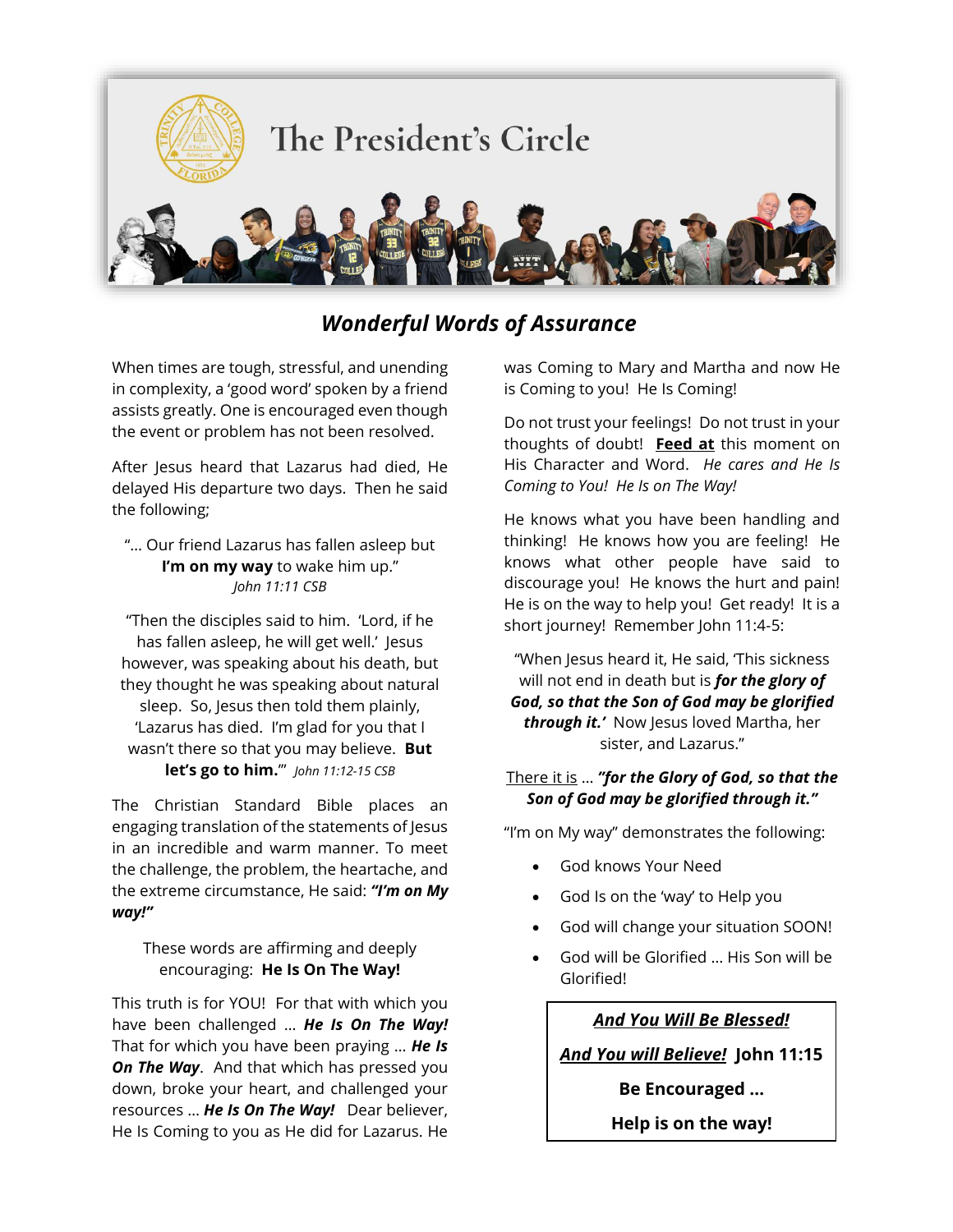# The President's Circle

## *Wonderful Words of Assurance*

When times are tough, stressful, and unending in complexity, a 'good word' spoken by a friend assists greatly. One is encouraged even though the event or problem has not been resolved.

After Jesus heard that Lazarus had died, He delayed His departure two days. Then he said the following;

> "… Our friend Lazarus has fallen asleep but **I'm on my way** to wake him up."
> *John 11:11 CSB*

> "Then the disciples said to him. 'Lord, if he has fallen asleep, he will get well.' Jesus however, was speaking about his death, but they thought he was speaking about natural sleep. So, Jesus then told them plainly, 'Lazarus has died. I'm glad for you that I wasn't there so that you may believe. **But let's go to him.**'" *John 11:12-15 CSB*

The Christian Standard Bible places an engaging translation of the statements of Jesus in an incredible and warm manner. To meet the challenge, the problem, the heartache, and the extreme circumstance, He said: ***"I'm on My way!"***

These words are affirming and deeply encouraging: **He Is On The Way!**

This truth is for YOU! For that with which you have been challenged … ***He Is On The Way!*** That for which you have been praying … ***He Is On The Way***. And that which has pressed you down, broke your heart, and challenged your resources … ***He Is On The Way!*** Dear believer, He Is Coming to you as He did for Lazarus. He was Coming to Mary and Martha and now He is Coming to you! He Is Coming!

Do not trust your feelings! Do not trust in your thoughts of doubt! **<u>Feed at</u>** this moment on His Character and Word. *He cares and He Is Coming to You! He Is on The Way!*

He knows what you have been handling and thinking! He knows how you are feeling! He knows what other people have said to discourage you! He knows the hurt and pain! He is on the way to help you! Get ready! It is a short journey! Remember John 11:4-5:

> "When Jesus heard it, He said, 'This sickness will not end in death but is ***for the glory of God, so that the Son of God may be glorified through it.'*** Now Jesus loved Martha, her sister, and Lazarus."

<u>There it is</u> … ***"for the Glory of God, so that the Son of God may be glorified through it."***

"I'm on My way" demonstrates the following:

- God knows Your Need
- God Is on the 'way' to Help you
- God will change your situation SOON!
- God will be Glorified … His Son will be Glorified!

***<u>And You Will Be Blessed!</u>***

***<u>And You will Believe!</u>*** **John 11:15**

**Be Encouraged …**

**Help is on the way!**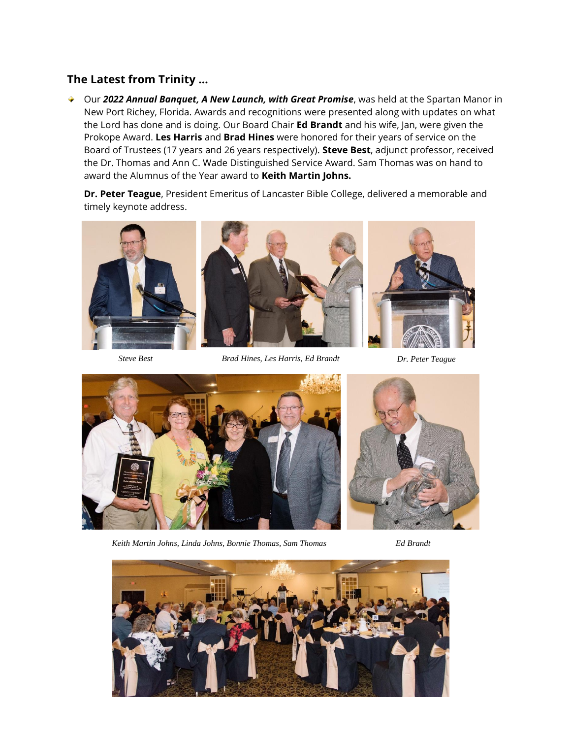## The Latest from Trinity …

- Our ***2022 Annual Banquet, A New Launch, with Great Promise***, was held at the Spartan Manor in New Port Richey, Florida. Awards and recognitions were presented along with updates on what the Lord has done and is doing. Our Board Chair **Ed Brandt** and his wife, Jan, were given the Prokope Award. **Les Harris** and **Brad Hines** were honored for their years of service on the Board of Trustees (17 years and 26 years respectively). **Steve Best**, adjunct professor, received the Dr. Thomas and Ann C. Wade Distinguished Service Award. Sam Thomas was on hand to award the Alumnus of the Year award to **Keith Martin Johns.**

  **Dr. Peter Teague**, President Emeritus of Lancaster Bible College, delivered a memorable and timely keynote address.

*Steve Best*

*Brad Hines, Les Harris, Ed Brandt*

*Dr. Peter Teague*

*Keith Martin Johns, Linda Johns, Bonnie Thomas, Sam Thomas*

*Ed Brandt*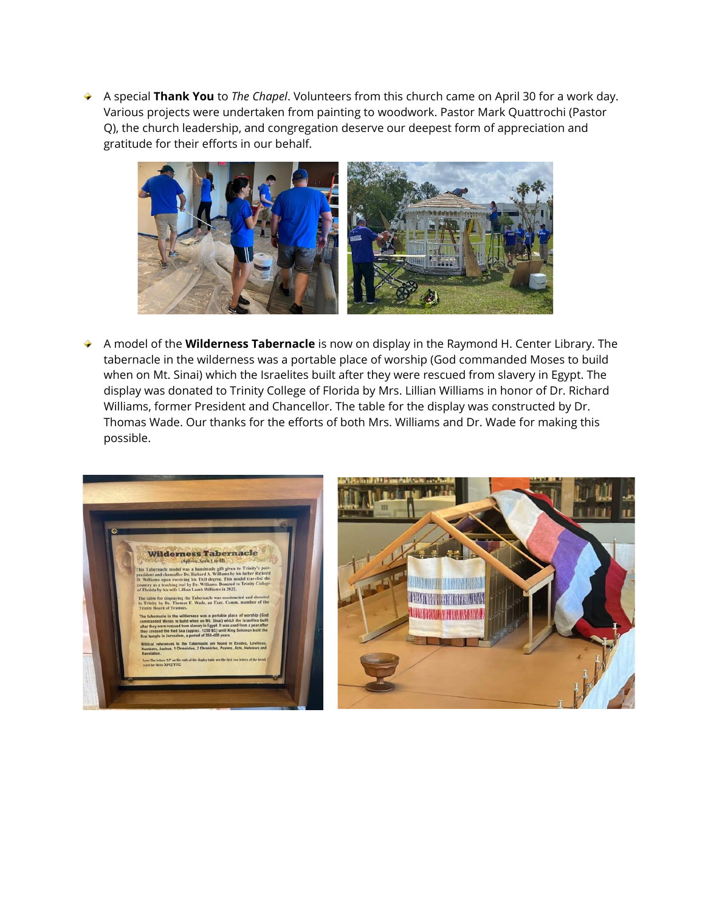- A special **Thank You** to *The Chapel*. Volunteers from this church came on April 30 for a work day. Various projects were undertaken from painting to woodwork. Pastor Mark Quattrochi (Pastor Q), the church leadership, and congregation deserve our deepest form of appreciation and gratitude for their efforts in our behalf.

- A model of the **Wilderness Tabernacle** is now on display in the Raymond H. Center Library. The tabernacle in the wilderness was a portable place of worship (God commanded Moses to build when on Mt. Sinai) which the Israelites built after they were rescued from slavery in Egypt. The display was donated to Trinity College of Florida by Mrs. Lillian Williams in honor of Dr. Richard Williams, former President and Chancellor. The table for the display was constructed by Dr. Thomas Wade. Our thanks for the efforts of both Mrs. Williams and Dr. Wade for making this possible.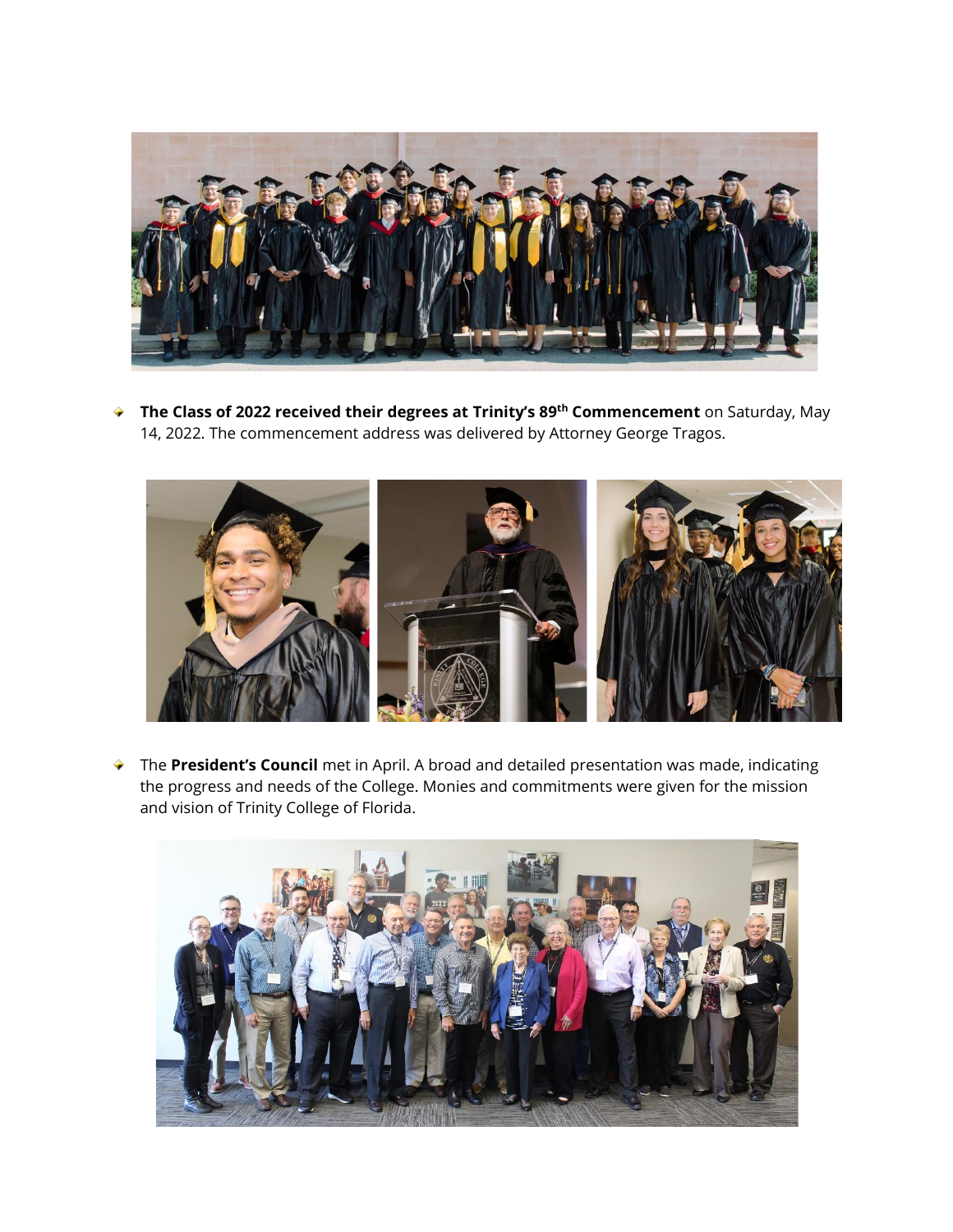- **The Class of 2022 received their degrees at Trinity's 89th Commencement** on Saturday, May 14, 2022. The commencement address was delivered by Attorney George Tragos.

- The **President's Council** met in April. A broad and detailed presentation was made, indicating the progress and needs of the College. Monies and commitments were given for the mission and vision of Trinity College of Florida.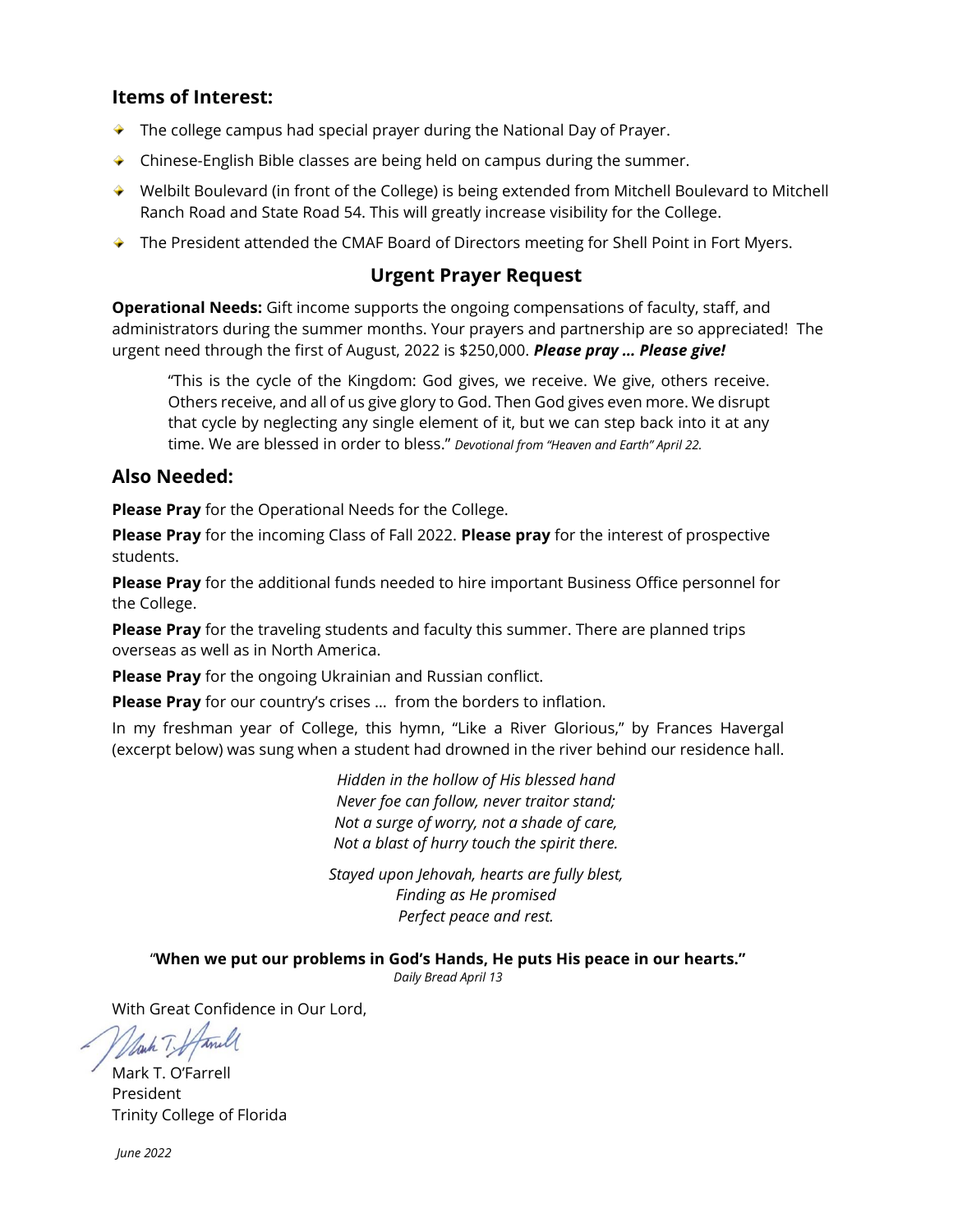## Items of Interest:

- The college campus had special prayer during the National Day of Prayer.
- Chinese-English Bible classes are being held on campus during the summer.
- Welbilt Boulevard (in front of the College) is being extended from Mitchell Boulevard to Mitchell Ranch Road and State Road 54. This will greatly increase visibility for the College.
- The President attended the CMAF Board of Directors meeting for Shell Point in Fort Myers.

## Urgent Prayer Request

**Operational Needs:** Gift income supports the ongoing compensations of faculty, staff, and administrators during the summer months. Your prayers and partnership are so appreciated! The urgent need through the first of August, 2022 is $250,000. ***Please pray … Please give!***

> "This is the cycle of the Kingdom: God gives, we receive. We give, others receive. Others receive, and all of us give glory to God. Then God gives even more. We disrupt that cycle by neglecting any single element of it, but we can step back into it at any time. We are blessed in order to bless." *Devotional from "Heaven and Earth" April 22.*

## Also Needed:

**Please Pray** for the Operational Needs for the College.

**Please Pray** for the incoming Class of Fall 2022. **Please pray** for the interest of prospective students.

**Please Pray** for the additional funds needed to hire important Business Office personnel for the College.

**Please Pray** for the traveling students and faculty this summer. There are planned trips overseas as well as in North America.

**Please Pray** for the ongoing Ukrainian and Russian conflict.

**Please Pray** for our country's crises … from the borders to inflation.

In my freshman year of College, this hymn, "Like a River Glorious," by Frances Havergal (excerpt below) was sung when a student had drowned in the river behind our residence hall.

*Hidden in the hollow of His blessed hand*
*Never foe can follow, never traitor stand;*
*Not a surge of worry, not a shade of care,*
*Not a blast of hurry touch the spirit there.*

*Stayed upon Jehovah, hearts are fully blest,*
*Finding as He promised*
*Perfect peace and rest.*

"**When we put our problems in God's Hands, He puts His peace in our hearts."**
*Daily Bread April 13*

With Great Confidence in Our Lord,

Mark T. O'Farrell
President
Trinity College of Florida

*June 2022*